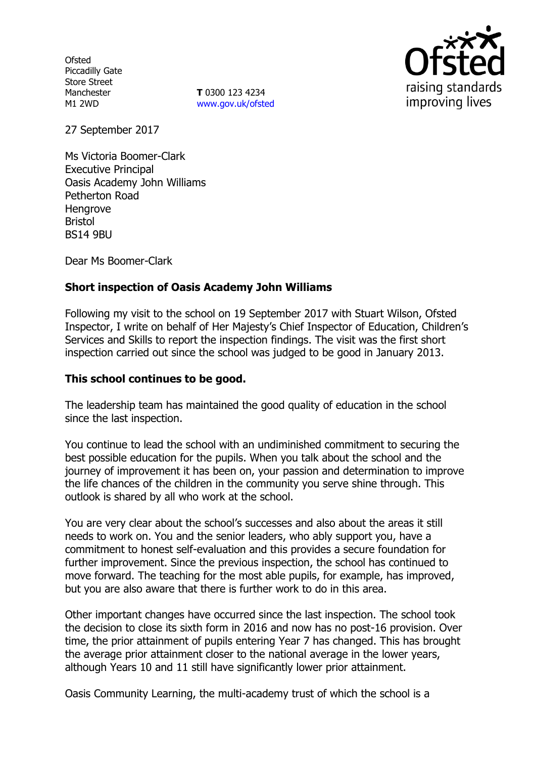Ofsted
Piccadilly Gate
Store Street
Manchester
M1 2WD

**T** 0300 123 4234
www.gov.uk/ofsted

27 September 2017

Ms Victoria Boomer-Clark
Executive Principal
Oasis Academy John Williams
Petherton Road
Hengrove
Bristol
BS14 9BU

Dear Ms Boomer-Clark

**Short inspection of Oasis Academy John Williams**

Following my visit to the school on 19 September 2017 with Stuart Wilson, Ofsted Inspector, I write on behalf of Her Majesty's Chief Inspector of Education, Children's Services and Skills to report the inspection findings. The visit was the first short inspection carried out since the school was judged to be good in January 2013.

**This school continues to be good.**

The leadership team has maintained the good quality of education in the school since the last inspection.

You continue to lead the school with an undiminished commitment to securing the best possible education for the pupils. When you talk about the school and the journey of improvement it has been on, your passion and determination to improve the life chances of the children in the community you serve shine through. This outlook is shared by all who work at the school.

You are very clear about the school's successes and also about the areas it still needs to work on. You and the senior leaders, who ably support you, have a commitment to honest self-evaluation and this provides a secure foundation for further improvement. Since the previous inspection, the school has continued to move forward. The teaching for the most able pupils, for example, has improved, but you are also aware that there is further work to do in this area.

Other important changes have occurred since the last inspection. The school took the decision to close its sixth form in 2016 and now has no post-16 provision. Over time, the prior attainment of pupils entering Year 7 has changed. This has brought the average prior attainment closer to the national average in the lower years, although Years 10 and 11 still have significantly lower prior attainment.

Oasis Community Learning, the multi-academy trust of which the school is a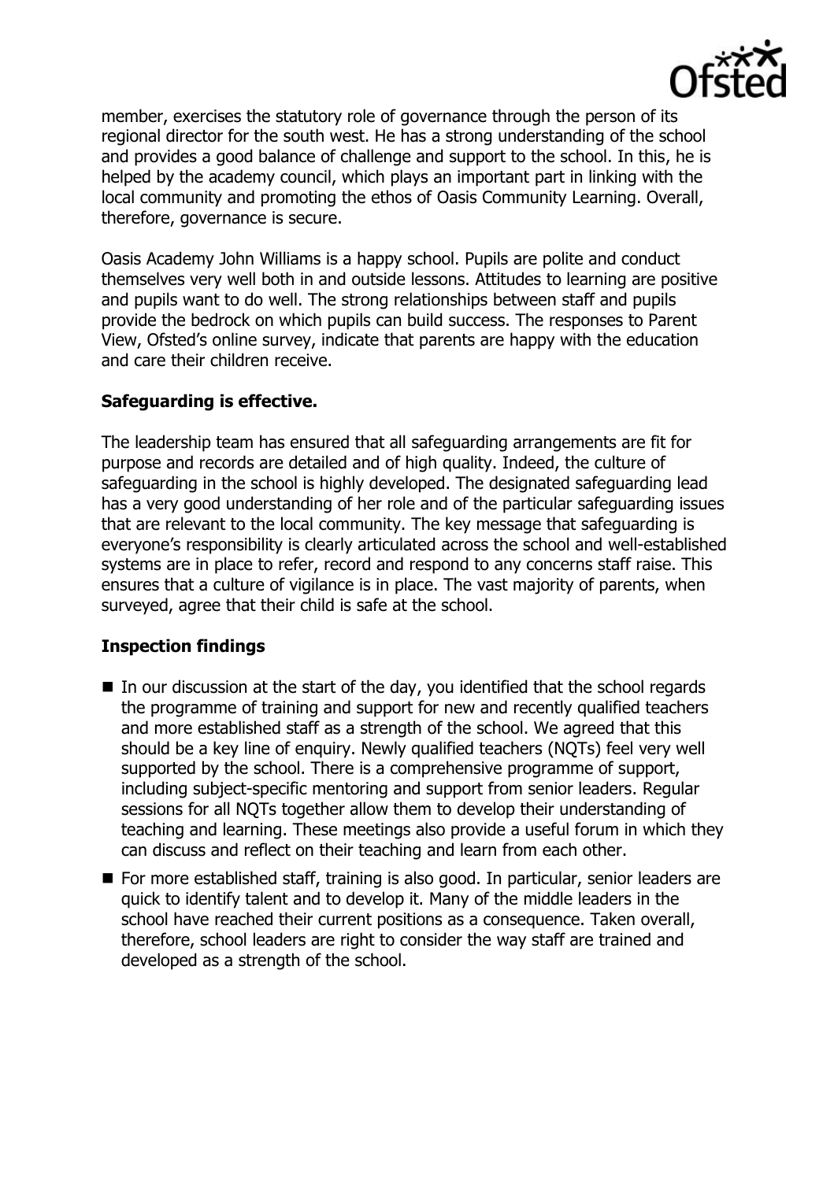member, exercises the statutory role of governance through the person of its regional director for the south west. He has a strong understanding of the school and provides a good balance of challenge and support to the school. In this, he is helped by the academy council, which plays an important part in linking with the local community and promoting the ethos of Oasis Community Learning. Overall, therefore, governance is secure.

Oasis Academy John Williams is a happy school. Pupils are polite and conduct themselves very well both in and outside lessons. Attitudes to learning are positive and pupils want to do well. The strong relationships between staff and pupils provide the bedrock on which pupils can build success. The responses to Parent View, Ofsted's online survey, indicate that parents are happy with the education and care their children receive.

## Safeguarding is effective.

The leadership team has ensured that all safeguarding arrangements are fit for purpose and records are detailed and of high quality. Indeed, the culture of safeguarding in the school is highly developed. The designated safeguarding lead has a very good understanding of her role and of the particular safeguarding issues that are relevant to the local community. The key message that safeguarding is everyone's responsibility is clearly articulated across the school and well-established systems are in place to refer, record and respond to any concerns staff raise. This ensures that a culture of vigilance is in place. The vast majority of parents, when surveyed, agree that their child is safe at the school.

## Inspection findings

- In our discussion at the start of the day, you identified that the school regards the programme of training and support for new and recently qualified teachers and more established staff as a strength of the school. We agreed that this should be a key line of enquiry. Newly qualified teachers (NQTs) feel very well supported by the school. There is a comprehensive programme of support, including subject-specific mentoring and support from senior leaders. Regular sessions for all NQTs together allow them to develop their understanding of teaching and learning. These meetings also provide a useful forum in which they can discuss and reflect on their teaching and learn from each other.
- For more established staff, training is also good. In particular, senior leaders are quick to identify talent and to develop it. Many of the middle leaders in the school have reached their current positions as a consequence. Taken overall, therefore, school leaders are right to consider the way staff are trained and developed as a strength of the school.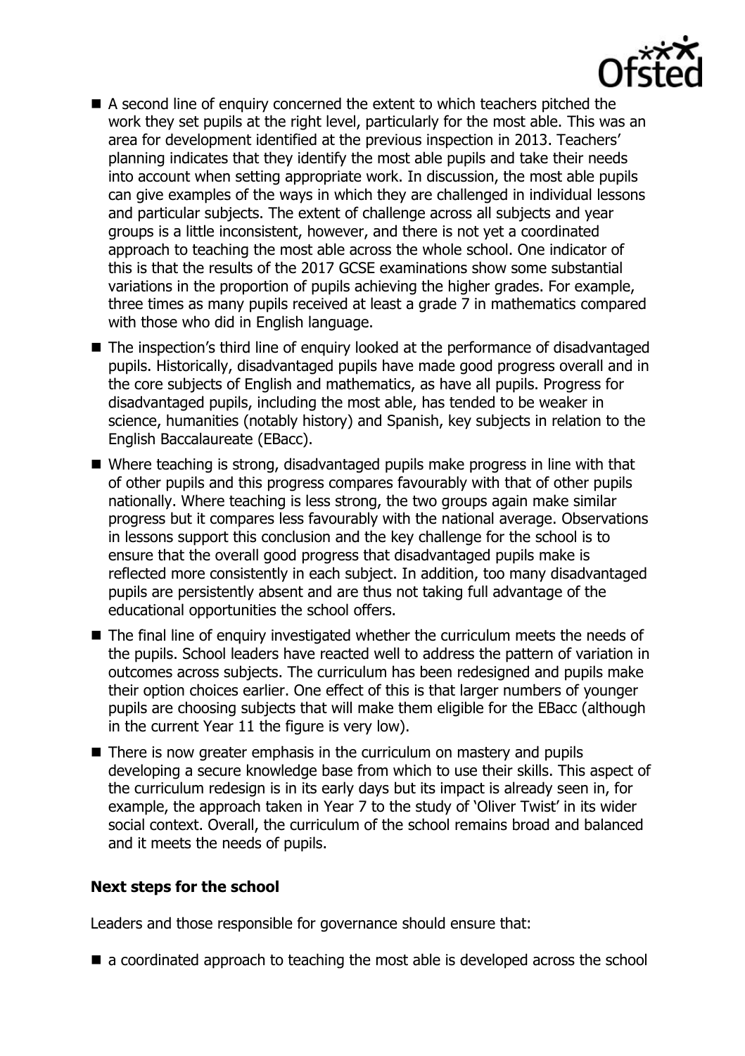- A second line of enquiry concerned the extent to which teachers pitched the work they set pupils at the right level, particularly for the most able. This was an area for development identified at the previous inspection in 2013. Teachers' planning indicates that they identify the most able pupils and take their needs into account when setting appropriate work. In discussion, the most able pupils can give examples of the ways in which they are challenged in individual lessons and particular subjects. The extent of challenge across all subjects and year groups is a little inconsistent, however, and there is not yet a coordinated approach to teaching the most able across the whole school. One indicator of this is that the results of the 2017 GCSE examinations show some substantial variations in the proportion of pupils achieving the higher grades. For example, three times as many pupils received at least a grade 7 in mathematics compared with those who did in English language.
- The inspection's third line of enquiry looked at the performance of disadvantaged pupils. Historically, disadvantaged pupils have made good progress overall and in the core subjects of English and mathematics, as have all pupils. Progress for disadvantaged pupils, including the most able, has tended to be weaker in science, humanities (notably history) and Spanish, key subjects in relation to the English Baccalaureate (EBacc).
- Where teaching is strong, disadvantaged pupils make progress in line with that of other pupils and this progress compares favourably with that of other pupils nationally. Where teaching is less strong, the two groups again make similar progress but it compares less favourably with the national average. Observations in lessons support this conclusion and the key challenge for the school is to ensure that the overall good progress that disadvantaged pupils make is reflected more consistently in each subject. In addition, too many disadvantaged pupils are persistently absent and are thus not taking full advantage of the educational opportunities the school offers.
- The final line of enquiry investigated whether the curriculum meets the needs of the pupils. School leaders have reacted well to address the pattern of variation in outcomes across subjects. The curriculum has been redesigned and pupils make their option choices earlier. One effect of this is that larger numbers of younger pupils are choosing subjects that will make them eligible for the EBacc (although in the current Year 11 the figure is very low).
- There is now greater emphasis in the curriculum on mastery and pupils developing a secure knowledge base from which to use their skills. This aspect of the curriculum redesign is in its early days but its impact is already seen in, for example, the approach taken in Year 7 to the study of 'Oliver Twist' in its wider social context. Overall, the curriculum of the school remains broad and balanced and it meets the needs of pupils.

### Next steps for the school

Leaders and those responsible for governance should ensure that:

- a coordinated approach to teaching the most able is developed across the school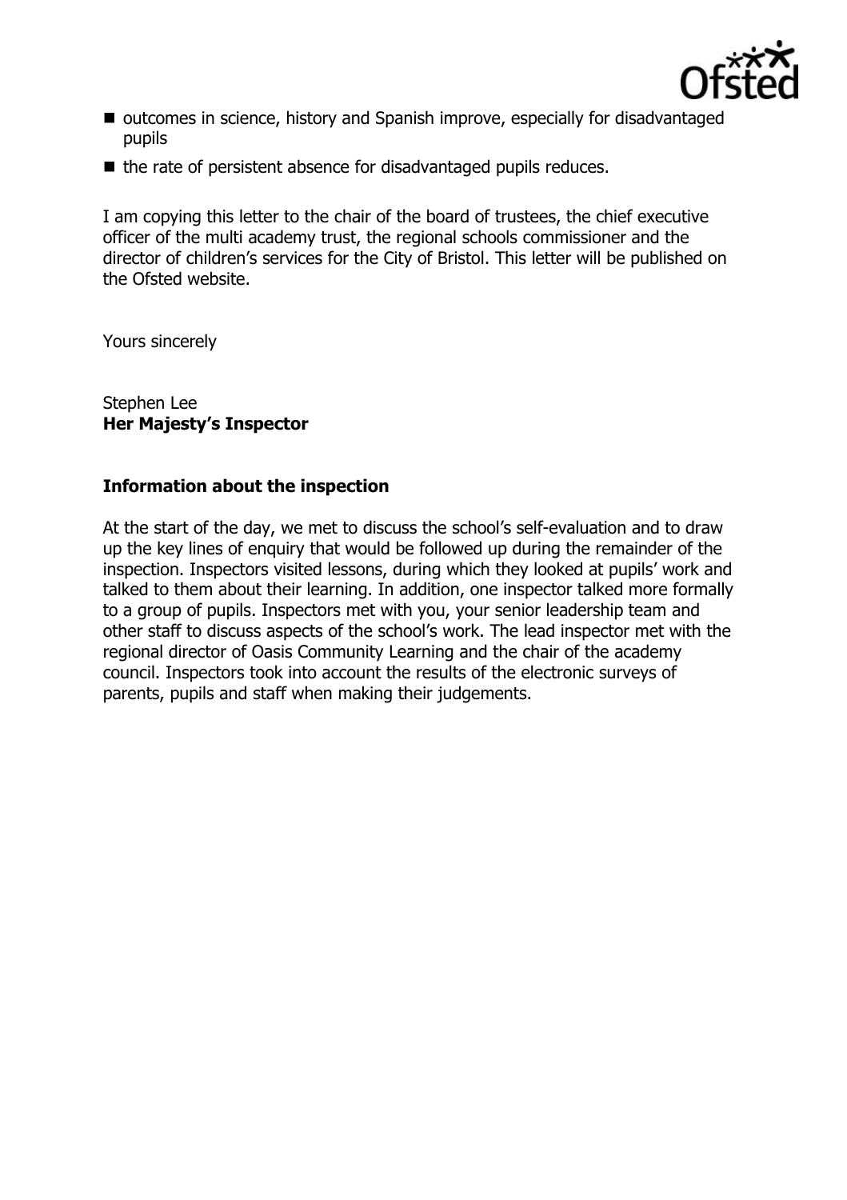- outcomes in science, history and Spanish improve, especially for disadvantaged pupils
- the rate of persistent absence for disadvantaged pupils reduces.

I am copying this letter to the chair of the board of trustees, the chief executive officer of the multi academy trust, the regional schools commissioner and the director of children's services for the City of Bristol. This letter will be published on the Ofsted website.

Yours sincerely

Stephen Lee
**Her Majesty's Inspector**

### Information about the inspection

At the start of the day, we met to discuss the school's self-evaluation and to draw up the key lines of enquiry that would be followed up during the remainder of the inspection. Inspectors visited lessons, during which they looked at pupils' work and talked to them about their learning. In addition, one inspector talked more formally to a group of pupils. Inspectors met with you, your senior leadership team and other staff to discuss aspects of the school's work. The lead inspector met with the regional director of Oasis Community Learning and the chair of the academy council. Inspectors took into account the results of the electronic surveys of parents, pupils and staff when making their judgements.